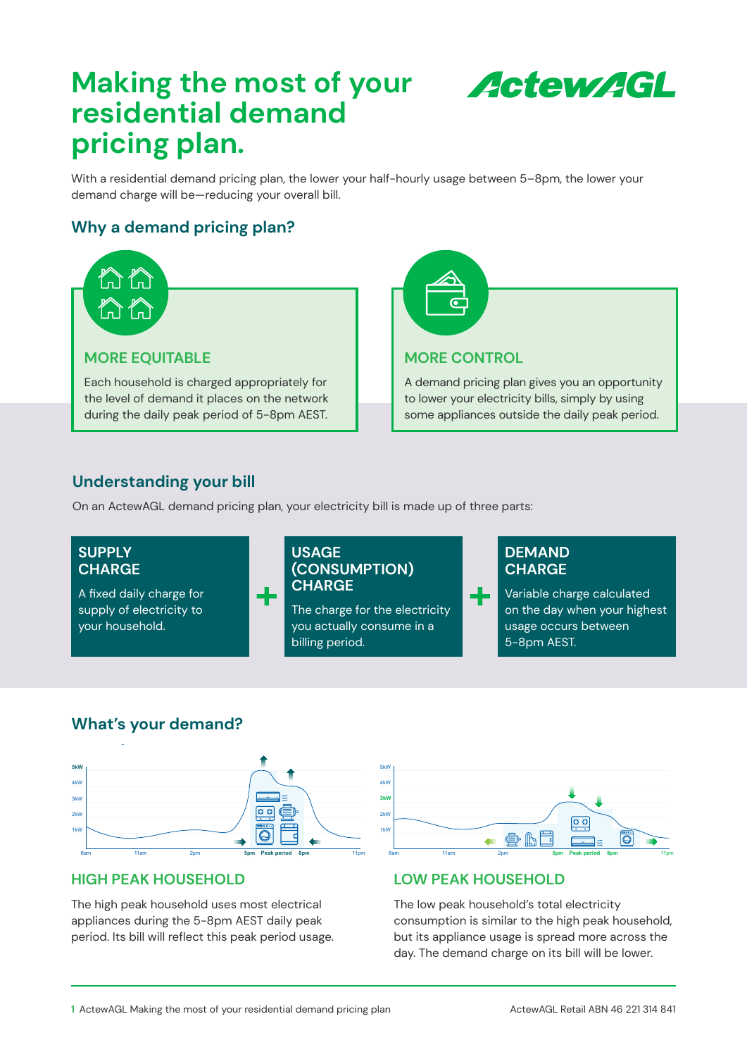# Making the most of your residential demand pricing plan.

With a residential demand pricing plan, the lower your half-hourly usage between 5–8pm, the lower your demand charge will be—reducing your overall bill.

## Why a demand pricing plan?

### MORE EQUITABLE

Each household is charged appropriately for the level of demand it places on the network during the daily peak period of 5-8pm AEST.

### MORE CONTROL

A demand pricing plan gives you an opportunity to lower your electricity bills, simply by using some appliances outside the daily peak period.

## Understanding your bill

On an ActewAGL demand pricing plan, your electricity bill is made up of three parts:

**SUPPLY CHARGE**

A fixed daily charge for supply of electricity to your household.

**+**

**USAGE (CONSUMPTION) CHARGE**

The charge for the electricity you actually consume in a billing period.

**+**

**DEMAND CHARGE**

Variable charge calculated on the day when your highest usage occurs between 5-8pm AEST.

## What's your demand?

### HIGH PEAK HOUSEHOLD

The high peak household uses most electrical appliances during the 5-8pm AEST daily peak period. Its bill will reflect this peak period usage.

### LOW PEAK HOUSEHOLD

The low peak household's total electricity consumption is similar to the high peak household, but its appliance usage is spread more across the day. The demand charge on its bill will be lower.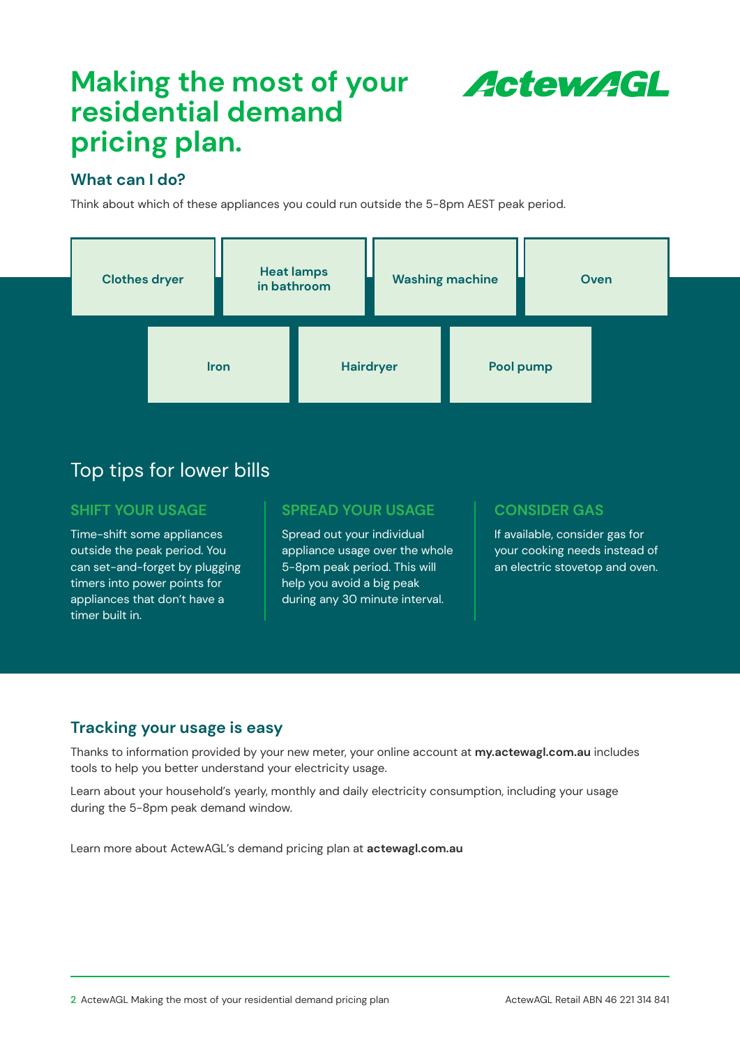# Making the most of your residential demand pricing plan.

ActewAGL

### What can I do?

Think about which of these appliances you could run outside the 5-8pm AEST peak period.

- Clothes dryer
- Heat lamps in bathroom
- Washing machine
- Oven
- Iron
- Hairdryer
- Pool pump

## Top tips for lower bills

### SHIFT YOUR USAGE

Time-shift some appliances outside the peak period. You can set-and-forget by plugging timers into power points for appliances that don't have a timer built in.

### SPREAD YOUR USAGE

Spread out your individual appliance usage over the whole 5-8pm peak period. This will help you avoid a big peak during any 30 minute interval.

### CONSIDER GAS

If available, consider gas for your cooking needs instead of an electric stovetop and oven.

### Tracking your usage is easy

Thanks to information provided by your new meter, your online account at **my.actewagl.com.au** includes tools to help you better understand your electricity usage.

Learn about your household's yearly, monthly and daily electricity consumption, including your usage during the 5-8pm peak demand window.

Learn more about ActewAGL's demand pricing plan at **actewagl.com.au**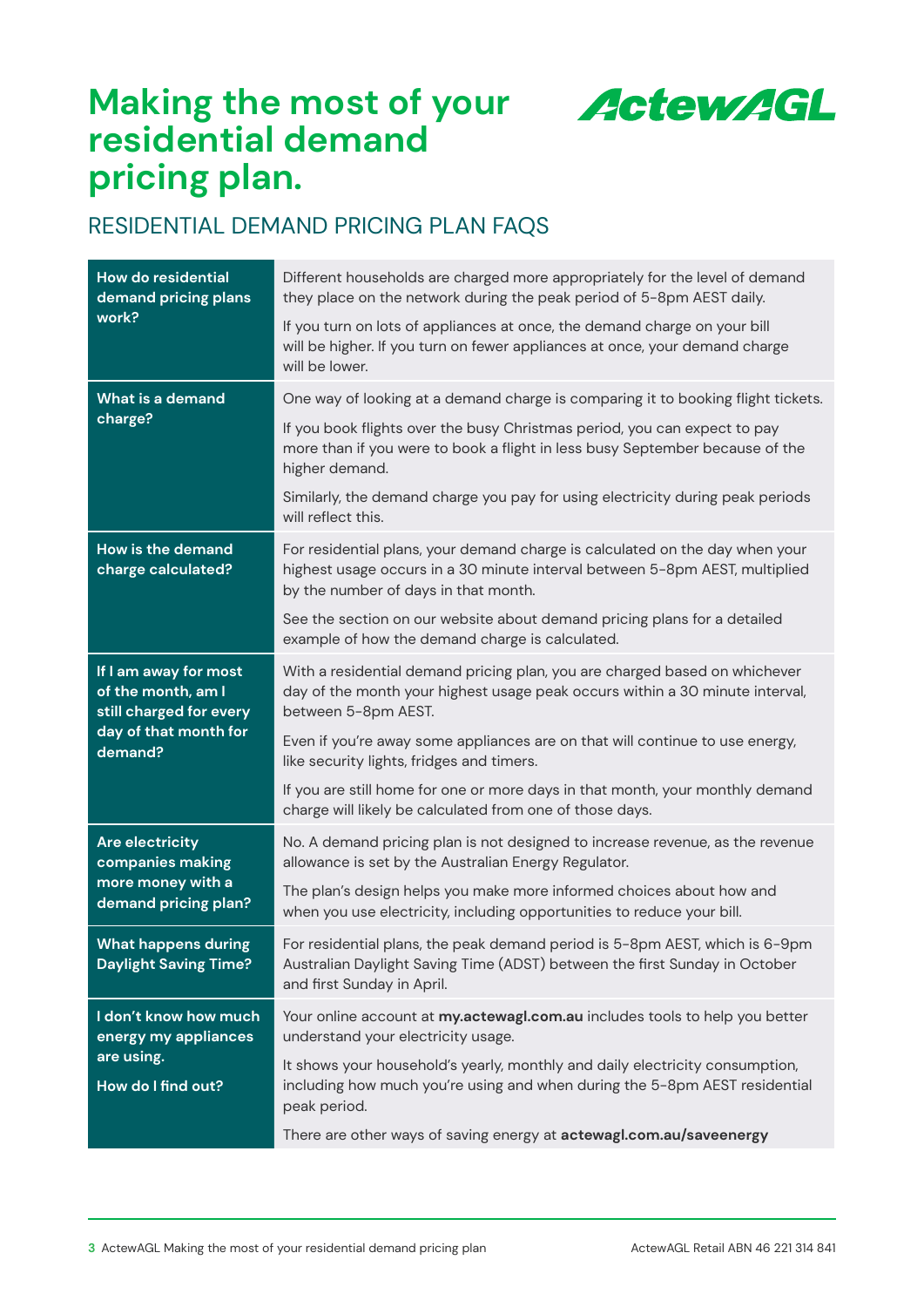# Making the most of your residential demand pricing plan.

ActewAGL

## RESIDENTIAL DEMAND PRICING PLAN FAQS

| | |
|---|---|
| **How do residential demand pricing plans work?** | Different households are charged more appropriately for the level of demand they place on the network during the peak period of 5-8pm AEST daily.<br><br>If you turn on lots of appliances at once, the demand charge on your bill will be higher. If you turn on fewer appliances at once, your demand charge will be lower. |
| **What is a demand charge?** | One way of looking at a demand charge is comparing it to booking flight tickets.<br><br>If you book flights over the busy Christmas period, you can expect to pay more than if you were to book a flight in less busy September because of the higher demand.<br><br>Similarly, the demand charge you pay for using electricity during peak periods will reflect this. |
| **How is the demand charge calculated?** | For residential plans, your demand charge is calculated on the day when your highest usage occurs in a 30 minute interval between 5-8pm AEST, multiplied by the number of days in that month.<br><br>See the section on our website about demand pricing plans for a detailed example of how the demand charge is calculated. |
| **If I am away for most of the month, am I still charged for every day of that month for demand?** | With a residential demand pricing plan, you are charged based on whichever day of the month your highest usage peak occurs within a 30 minute interval, between 5-8pm AEST.<br><br>Even if you're away some appliances are on that will continue to use energy, like security lights, fridges and timers.<br><br>If you are still home for one or more days in that month, your monthly demand charge will likely be calculated from one of those days. |
| **Are electricity companies making more money with a demand pricing plan?** | No. A demand pricing plan is not designed to increase revenue, as the revenue allowance is set by the Australian Energy Regulator.<br><br>The plan's design helps you make more informed choices about how and when you use electricity, including opportunities to reduce your bill. |
| **What happens during Daylight Saving Time?** | For residential plans, the peak demand period is 5-8pm AEST, which is 6-9pm Australian Daylight Saving Time (ADST) between the first Sunday in October and first Sunday in April. |
| **I don't know how much energy my appliances are using.<br><br>How do I find out?** | Your online account at **my.actewagl.com.au** includes tools to help you better understand your electricity usage.<br><br>It shows your household's yearly, monthly and daily electricity consumption, including how much you're using and when during the 5-8pm AEST residential peak period.<br><br>There are other ways of saving energy at **actewagl.com.au/saveenergy** |

ActewAGL Making the most of your residential demand pricing plan — ActewAGL Retail ABN 46 221 314 841